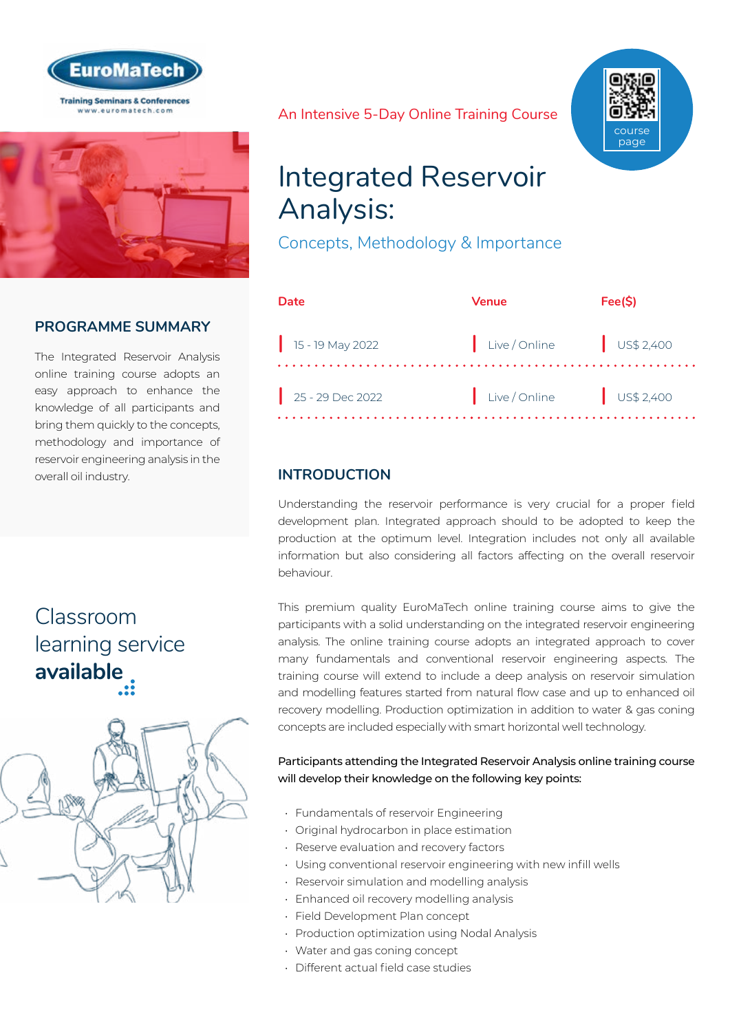EuroMaTech

Training Seminars & Conferences
www.euromatech.com

An Intensive 5-Day Online Training Course

course page

# Integrated Reservoir Analysis:

## Concepts, Methodology & Importance

| Date | Venue | Fee($) |
|---|---|---|
| 15 - 19 May 2022 | Live / Online | US$ 2,400 |
| 25 - 29 Dec 2022 | Live / Online | US$ 2,400 |

## PROGRAMME SUMMARY

The Integrated Reservoir Analysis online training course adopts an easy approach to enhance the knowledge of all participants and bring them quickly to the concepts, methodology and importance of reservoir engineering analysis in the overall oil industry.

Classroom learning service **available**

## INTRODUCTION

Understanding the reservoir performance is very crucial for a proper field development plan. Integrated approach should to be adopted to keep the production at the optimum level. Integration includes not only all available information but also considering all factors affecting on the overall reservoir behaviour.

This premium quality EuroMaTech online training course aims to give the participants with a solid understanding on the integrated reservoir engineering analysis. The online training course adopts an integrated approach to cover many fundamentals and conventional reservoir engineering aspects. The training course will extend to include a deep analysis on reservoir simulation and modelling features started from natural flow case and up to enhanced oil recovery modelling. Production optimization in addition to water & gas coning concepts are included especially with smart horizontal well technology.

Participants attending the Integrated Reservoir Analysis online training course will develop their knowledge on the following key points:

- Fundamentals of reservoir Engineering
- Original hydrocarbon in place estimation
- Reserve evaluation and recovery factors
- Using conventional reservoir engineering with new infill wells
- Reservoir simulation and modelling analysis
- Enhanced oil recovery modelling analysis
- Field Development Plan concept
- Production optimization using Nodal Analysis
- Water and gas coning concept
- Different actual field case studies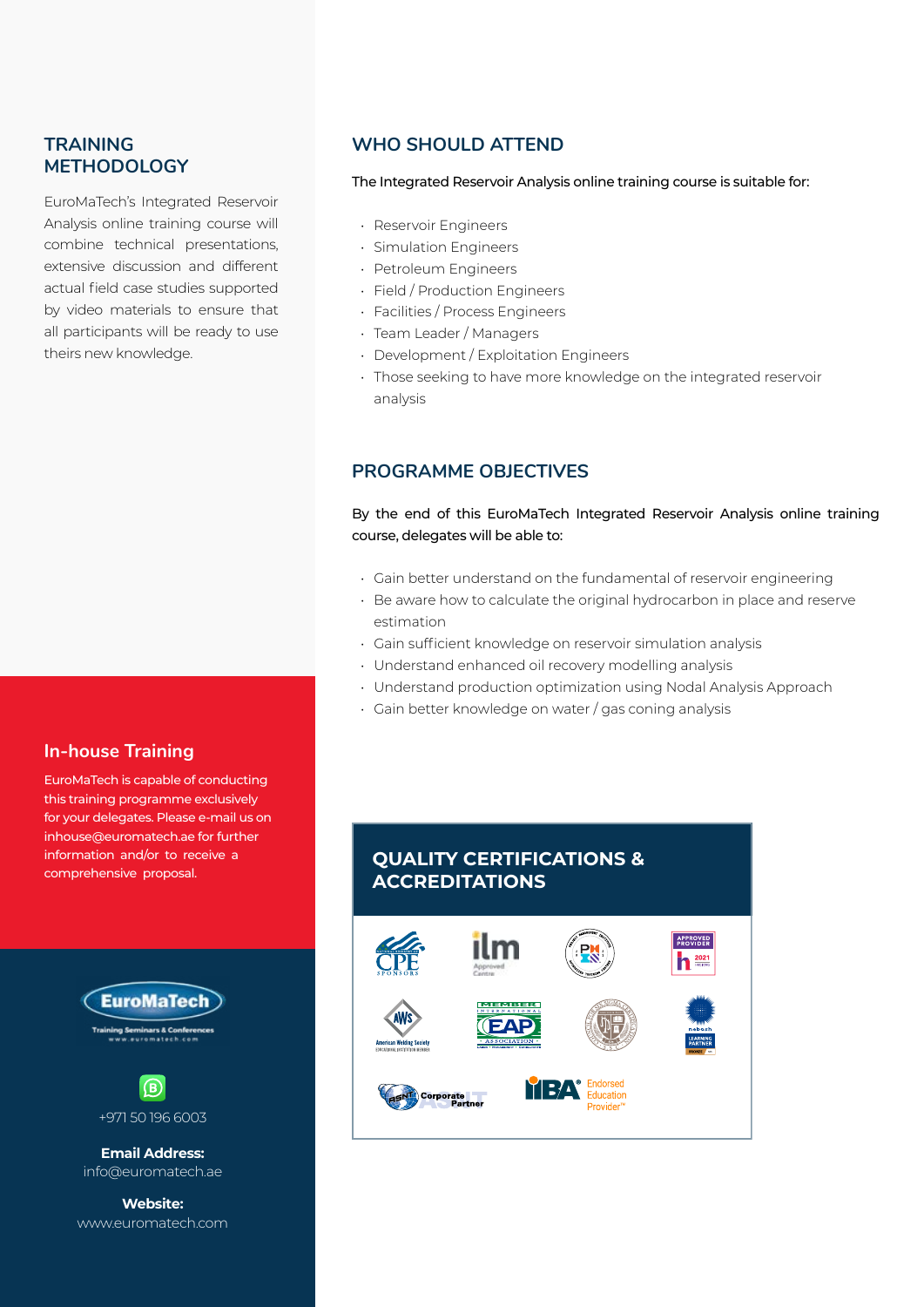## TRAINING METHODOLOGY

EuroMaTech's Integrated Reservoir Analysis online training course will combine technical presentations, extensive discussion and different actual field case studies supported by video materials to ensure that all participants will be ready to use theirs new knowledge.

## WHO SHOULD ATTEND

The Integrated Reservoir Analysis online training course is suitable for:

- Reservoir Engineers
- Simulation Engineers
- Petroleum Engineers
- Field / Production Engineers
- Facilities / Process Engineers
- Team Leader / Managers
- Development / Exploitation Engineers
- Those seeking to have more knowledge on the integrated reservoir analysis

## PROGRAMME OBJECTIVES

By the end of this EuroMaTech Integrated Reservoir Analysis online training course, delegates will be able to:

- Gain better understand on the fundamental of reservoir engineering
- Be aware how to calculate the original hydrocarbon in place and reserve estimation
- Gain sufficient knowledge on reservoir simulation analysis
- Understand enhanced oil recovery modelling analysis
- Understand production optimization using Nodal Analysis Approach
- Gain better knowledge on water / gas coning analysis

## In-house Training

EuroMaTech is capable of conducting this training programme exclusively for your delegates. Please e-mail us on inhouse@euromatech.ae for further information and/or to receive a comprehensive proposal.

## QUALITY CERTIFICATIONS & ACCREDITATIONS

EuroMaTech
Training Seminars & Conferences
www.euromatech.com

+971 50 196 6003

**Email Address:**
info@euromatech.ae

**Website:**
www.euromatech.com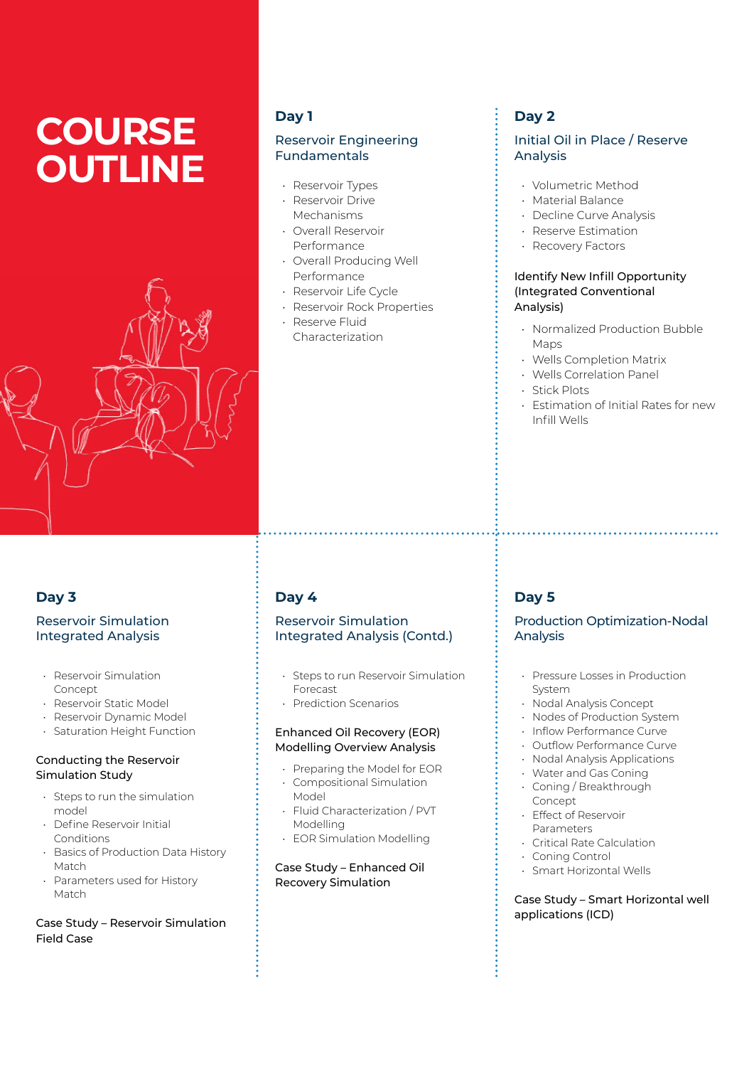# COURSE OUTLINE

## Day 1

### Reservoir Engineering Fundamentals

- Reservoir Types
- Reservoir Drive Mechanisms
- Overall Reservoir Performance
- Overall Producing Well Performance
- Reservoir Life Cycle
- Reservoir Rock Properties
- Reserve Fluid Characterization

## Day 2

### Initial Oil in Place / Reserve Analysis

- Volumetric Method
- Material Balance
- Decline Curve Analysis
- Reserve Estimation
- Recovery Factors

#### Identify New Infill Opportunity (Integrated Conventional Analysis)

- Normalized Production Bubble Maps
- Wells Completion Matrix
- Wells Correlation Panel
- Stick Plots
- Estimation of Initial Rates for new Infill Wells

## Day 3

### Reservoir Simulation Integrated Analysis

- Reservoir Simulation Concept
- Reservoir Static Model
- Reservoir Dynamic Model
- Saturation Height Function

#### Conducting the Reservoir Simulation Study

- Steps to run the simulation model
- Define Reservoir Initial Conditions
- Basics of Production Data History Match
- Parameters used for History Match

#### Case Study – Reservoir Simulation Field Case

## Day 4

### Reservoir Simulation Integrated Analysis (Contd.)

- Steps to run Reservoir Simulation Forecast
- Prediction Scenarios

#### Enhanced Oil Recovery (EOR) Modelling Overview Analysis

- Preparing the Model for EOR
- Compositional Simulation Model
- Fluid Characterization / PVT Modelling
- EOR Simulation Modelling

#### Case Study – Enhanced Oil Recovery Simulation

## Day 5

### Production Optimization-Nodal Analysis

- Pressure Losses in Production System
- Nodal Analysis Concept
- Nodes of Production System
- Inflow Performance Curve
- Outflow Performance Curve
- Nodal Analysis Applications
- Water and Gas Coning
- Coning / Breakthrough Concept
- Effect of Reservoir Parameters
- Critical Rate Calculation
- Coning Control
- Smart Horizontal Wells

#### Case Study – Smart Horizontal well applications (ICD)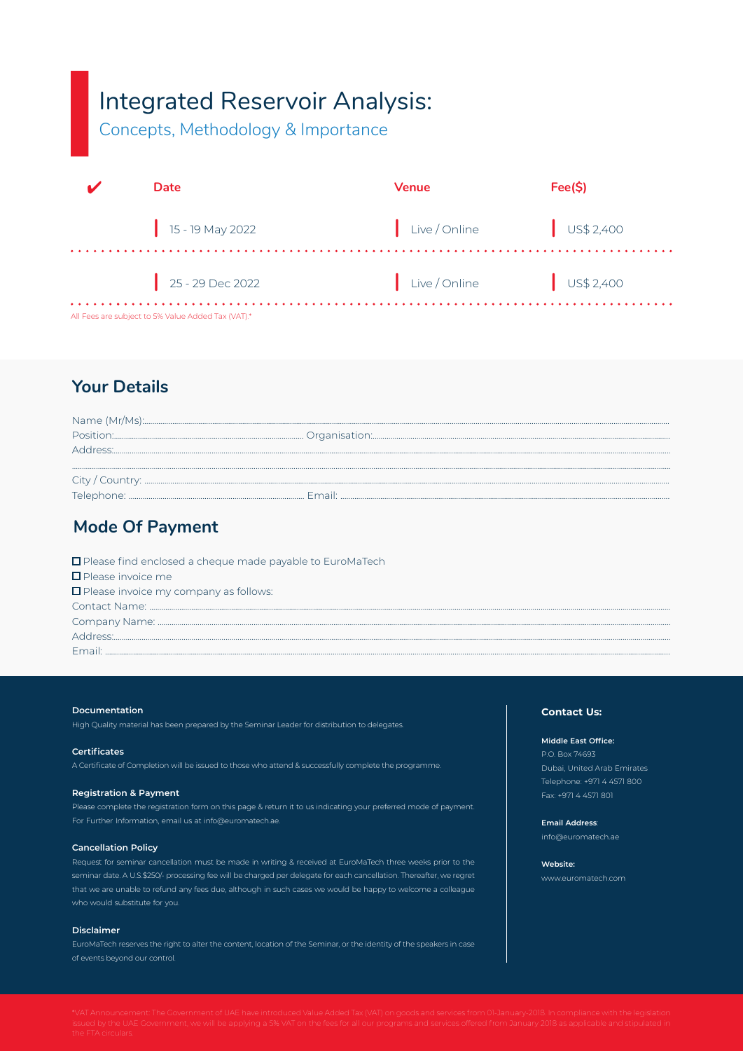# Integrated Reservoir Analysis:

## Concepts, Methodology & Importance

| ✔ | Date | Venue | Fee($) |
|---|---|---|---|
| | 15 - 19 May 2022 | Live / Online | US$ 2,400 |
| | 25 - 29 Dec 2022 | Live / Online | US$ 2,400 |

All Fees are subject to 5% Value Added Tax (VAT).*

## Your Details

Name (Mr/Ms):........................................................................................................

Position:........................................ Organisation:........................................

Address:..............................................................................................................

..........................................................................................................................

City / Country: ....................................................................................................

Telephone: ........................................ Email: ....................................................

## Mode Of Payment

- ☐ Please find enclosed a cheque made payable to EuroMaTech
- ☐ Please invoice me
- ☐ Please invoice my company as follows:

Contact Name: .....................................................................................................

Company Name: ...................................................................................................

Address:..............................................................................................................

Email: ..................................................................................................................

**Documentation**

High Quality material has been prepared by the Seminar Leader for distribution to delegates.

**Certificates**

A Certificate of Completion will be issued to those who attend & successfully complete the programme.

**Registration & Payment**

Please complete the registration form on this page & return it to us indicating your preferred mode of payment. For Further Information, email us at info@euromatech.ae.

**Cancellation Policy**

Request for seminar cancellation must be made in writing & received at EuroMaTech three weeks prior to the seminar date. A U.S.$250/- processing fee will be charged per delegate for each cancellation. Thereafter, we regret that we are unable to refund any fees due, although in such cases we would be happy to welcome a colleague who would substitute for you.

**Disclaimer**

EuroMaTech reserves the right to alter the content, location of the Seminar, or the identity of the speakers in case of events beyond our control.

**Contact Us:**

**Middle East Office:**
P.O. Box 74693
Dubai, United Arab Emirates
Telephone: +971 4 4571 800
Fax: +971 4 4571 801

**Email Address**
info@euromatech.ae

**Website:**
www.euromatech.com

*VAT Announcement: The Government of UAE have introduced Value Added Tax (VAT) on goods and services from 01-January-2018. In compliance with the legislation issued by the UAE Government, we will be applying a 5% VAT on the fees for all our programs and services offered from January 2018 as applicable and stipulated in the FTA circulars.